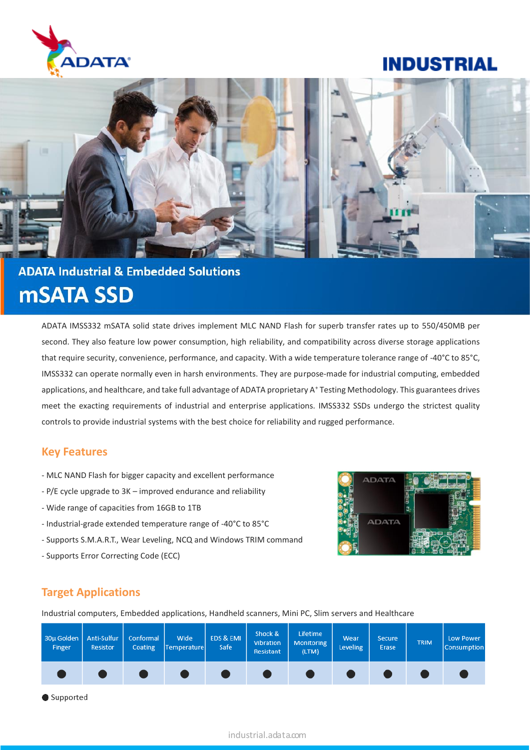INDUSTRIAL

## ADATA Industrial & Embedded Solutions

# mSATA SSD

ADATA IMSS332 mSATA solid state drives implement MLC NAND Flash for superb transfer rates up to 550/450MB per second. They also feature low power consumption, high reliability, and compatibility across diverse storage applications that require security, convenience, performance, and capacity. With a wide temperature tolerance range of -40°C to 85°C, IMSS332 can operate normally even in harsh environments. They are purpose-made for industrial computing, embedded applications, and healthcare, and take full advantage of ADATA proprietary A+ Testing Methodology. This guarantees drives meet the exacting requirements of industrial and enterprise applications. IMSS332 SSDs undergo the strictest quality controls to provide industrial systems with the best choice for reliability and rugged performance.

## Key Features

- MLC NAND Flash for bigger capacity and excellent performance
- P/E cycle upgrade to 3K – improved endurance and reliability
- Wide range of capacities from 16GB to 1TB
- Industrial-grade extended temperature range of -40°C to 85°C
- Supports S.M.A.R.T., Wear Leveling, NCQ and Windows TRIM command
- Supports Error Correcting Code (ECC)

## Target Applications

Industrial computers, Embedded applications, Handheld scanners, Mini PC, Slim servers and Healthcare

| 30µ Golden Finger | Anti-Sulfur Resistor | Conformal Coating | Wide Temperature | EDS & EMI Safe | Shock & Vibration Resistant | Lifetime Monitoring (LTM) | Wear Leveling | Secure Erase | TRIM | Low Power Consumption |
|---|---|---|---|---|---|---|---|---|---|---|
| ● | ● | ● | ● | ● | ● | ● | ● | ● | ● | ● |

● Supported

industrial.adata.com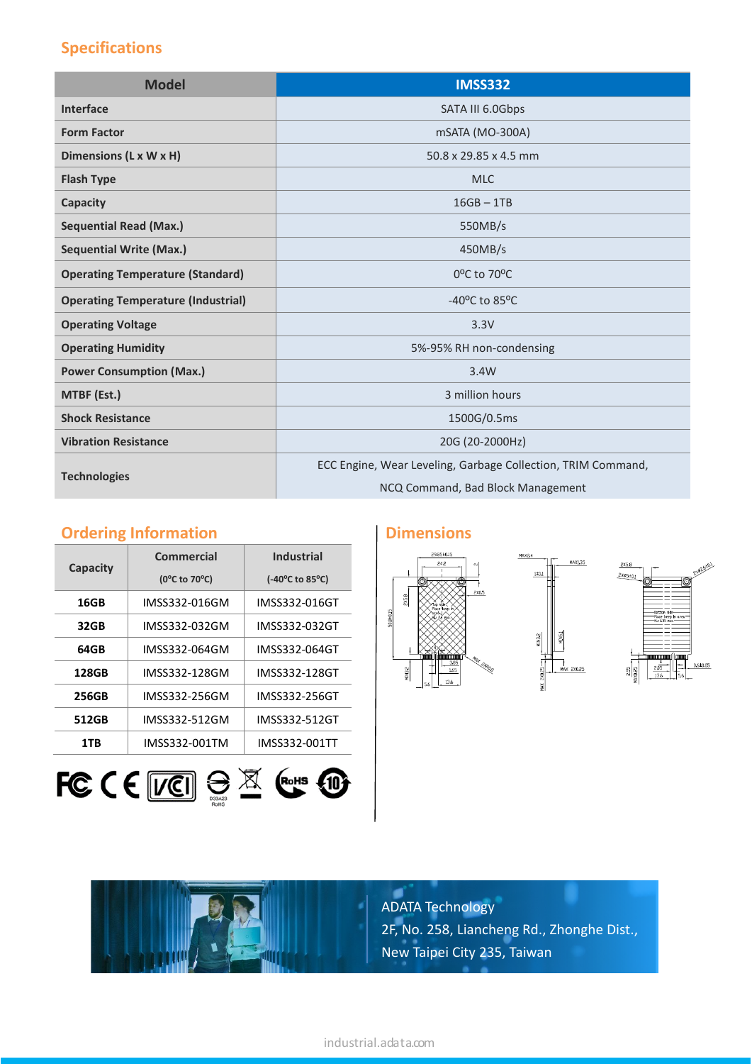## Specifications

| Model | IMSS332 |
|---|---|
| Interface | SATA III 6.0Gbps |
| Form Factor | mSATA (MO-300A) |
| Dimensions (L x W x H) | 50.8 x 29.85 x 4.5 mm |
| Flash Type | MLC |
| Capacity | 16GB – 1TB |
| Sequential Read (Max.) | 550MB/s |
| Sequential Write (Max.) | 450MB/s |
| Operating Temperature (Standard) | 0ºC to 70ºC |
| Operating Temperature (Industrial) | -40ºC to 85ºC |
| Operating Voltage | 3.3V |
| Operating Humidity | 5%-95% RH non-condensing |
| Power Consumption (Max.) | 3.4W |
| MTBF (Est.) | 3 million hours |
| Shock Resistance | 1500G/0.5ms |
| Vibration Resistance | 20G (20-2000Hz) |
| Technologies | ECC Engine, Wear Leveling, Garbage Collection, TRIM Command, NCQ Command, Bad Block Management |

## Ordering Information

| Capacity | Commercial (0ºC to 70ºC) | Industrial (-40ºC to 85ºC) |
|---|---|---|
| 16GB | IMSS332-016GM | IMSS332-016GT |
| 32GB | IMSS332-032GM | IMSS332-032GT |
| 64GB | IMSS332-064GM | IMSS332-064GT |
| 128GB | IMSS332-128GM | IMSS332-128GT |
| 256GB | IMSS332-256GM | IMSS332-256GT |
| 512GB | IMSS332-512GM | IMSS332-512GT |
| 1TB | IMSS332-001TM | IMSS332-001TT |

## Dimensions

ADATA Technology
2F, No. 258, Liancheng Rd., Zhonghe Dist.,
New Taipei City 235, Taiwan

industrial.adata.com